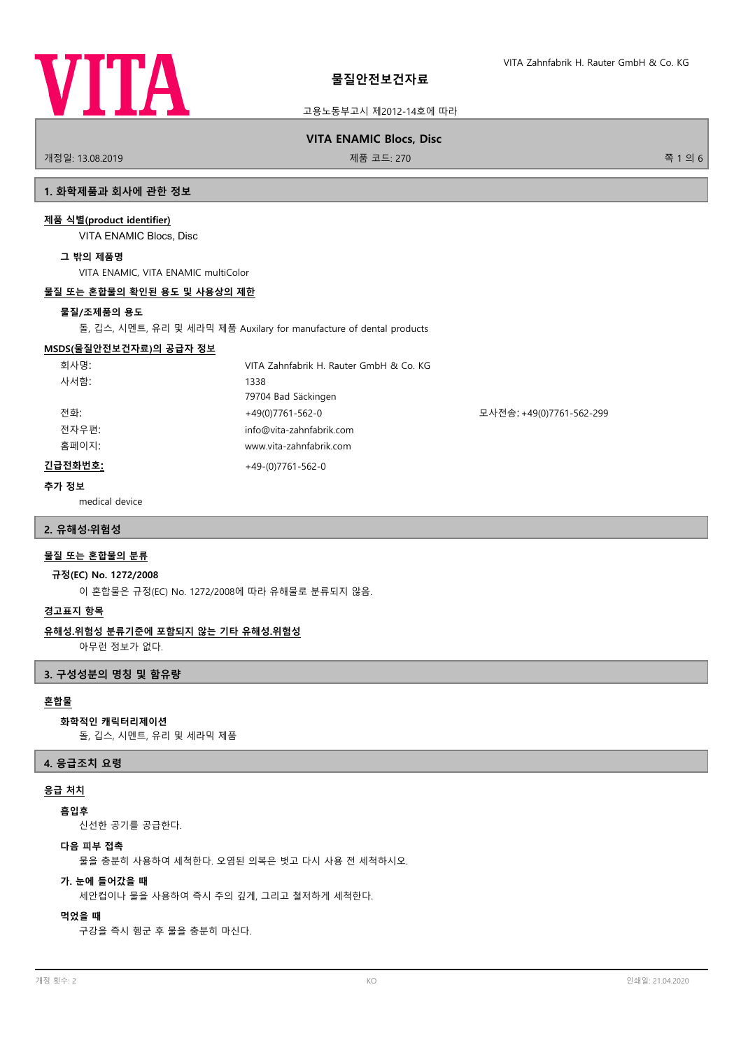# 물질안전보건자료

고용노동부고시 제2012-14호에 따라

VITA Zahnfabrik H. Rauter GmbH & Co. KG

**VITA ENAMIC Blocs, Disc**

개정일: 13.08.2019 | 제품 코드: 270

## 1. 화학제품과 회사에 관한 정보

**제품 식별(product identifier)**

VITA ENAMIC Blocs, Disc

**그 밖의 제품명**

VITA ENAMIC, VITA ENAMIC multiColor

**물질 또는 혼합물의 확인된 용도 및 사용상의 제한**

**물질/조제품의 용도**

돌, 깁스, 시멘트, 유리 및 세라믹 제품 Auxilary for manufacture of dental products

**MSDS(물질안전보건자료)의 공급자 정보**

| | | |
|---|---|---|
| 회사명: | VITA Zahnfabrik H. Rauter GmbH & Co. KG | |
| 사서함: | 1338 | |
| | 79704 Bad Säckingen | |
| 전화: | +49(0)7761-562-0 | 모사전송: +49(0)7761-562-299 |
| 전자우편: | info@vita-zahnfabrik.com | |
| 홈페이지: | www.vita-zahnfabrik.com | |

**긴급전화번호:** +49-(0)7761-562-0

**추가 정보**

medical device

## 2. 유해성·위험성

**물질 또는 혼합물의 분류**

**규정(EC) No. 1272/2008**

이 혼합물은 규정(EC) No. 1272/2008에 따라 유해물로 분류되지 않음.

**경고표지 항목**

**유해성.위험성 분류기준에 포함되지 않는 기타 유해성.위험성**

아무런 정보가 없다.

## 3. 구성성분의 명칭 및 함유량

**혼합물**

**화학적인 캐릭터리제이션**

돌, 깁스, 시멘트, 유리 및 세라믹 제품

## 4. 응급조치 요령

**응급 처치**

**흡입후**

신선한 공기를 공급한다.

**다음 피부 접촉**

물을 충분히 사용하여 세척한다. 오염된 의복은 벗고 다시 사용 전 세척하시오.

**가. 눈에 들어갔을 때**

세안컵이나 물을 사용하여 즉시 주의 깊게, 그리고 철저하게 세척한다.

**먹었을 때**

구강을 즉시 헹군 후 물을 충분히 마신다.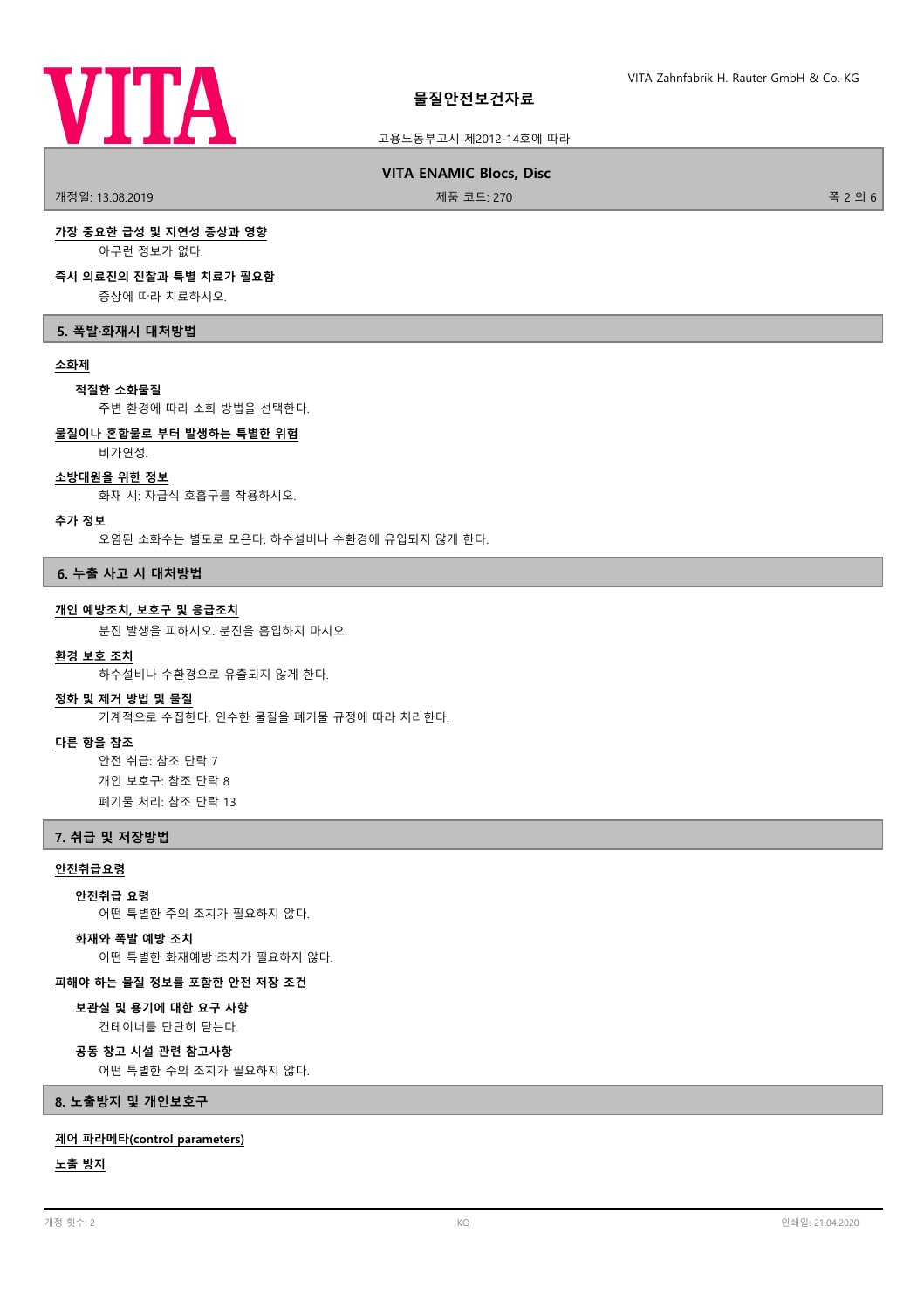### 가장 중요한 급성 및 지연성 증상과 영향

아무런 정보가 없다.

### 즉시 의료진의 진찰과 특별 치료가 필요함

증상에 따라 치료하시오.

## 5. 폭발·화재시 대처방법

### 소화제

**적절한 소화물질**

주변 환경에 따라 소화 방법을 선택한다.

### 물질이나 혼합물로 부터 발생하는 특별한 위험

비가연성.

### 소방대원을 위한 정보

화재 시: 자급식 호흡구를 착용하시오.

### 추가 정보

오염된 소화수는 별도로 모은다. 하수설비나 수환경에 유입되지 않게 한다.

## 6. 누출 사고 시 대처방법

### 개인 예방조치, 보호구 및 응급조치

분진 발생을 피하시오. 분진을 흡입하지 마시오.

### 환경 보호 조치

하수설비나 수환경으로 유출되지 않게 한다.

### 정화 및 제거 방법 및 물질

기계적으로 수집한다. 인수한 물질을 폐기물 규정에 따라 처리한다.

### 다른 항을 참조

안전 취급: 참조 단락 7

개인 보호구: 참조 단락 8

폐기물 처리: 참조 단락 13

## 7. 취급 및 저장방법

### 안전취급요령

**안전취급 요령**

어떤 특별한 주의 조치가 필요하지 않다.

**화재와 폭발 예방 조치**

어떤 특별한 화재예방 조치가 필요하지 않다.

### 피해야 하는 물질 정보를 포함한 안전 저장 조건

**보관실 및 용기에 대한 요구 사항**

컨테이너를 단단히 닫는다.

**공동 창고 시설 관련 참고사항**

어떤 특별한 주의 조치가 필요하지 않다.

## 8. 노출방지 및 개인보호구

### 제어 파라메타(control parameters)

### 노출 방지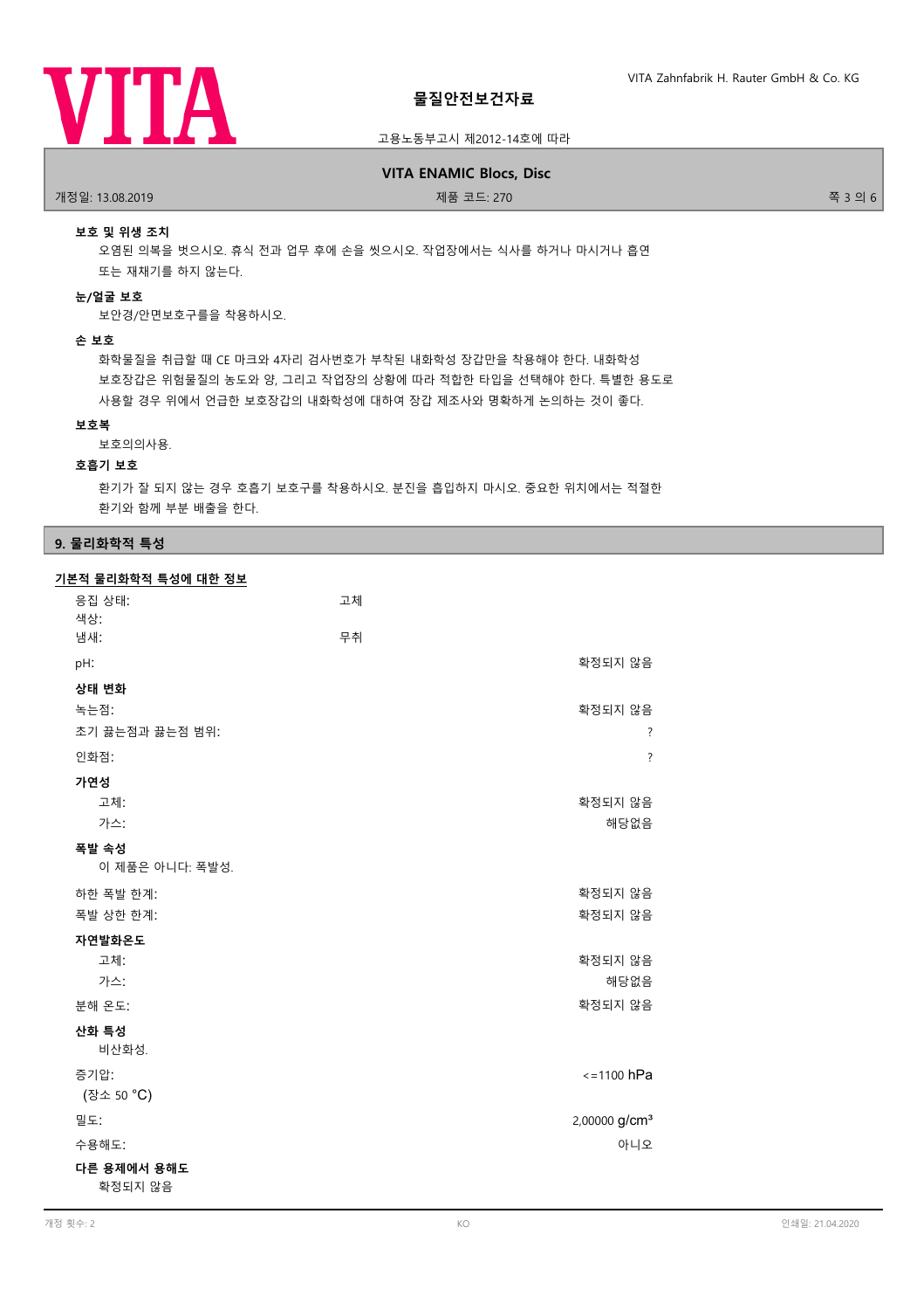**보호 및 위생 조치**

오염된 의복을 벗으시오. 휴식 전과 업무 후에 손을 씻으시오. 작업장에서는 식사를 하거나 마시거나 흡연 또는 재채기를 하지 않는다.

**눈/얼굴 보호**

보안경/안면보호구를 착용하시오.

**손 보호**

화학물질을 취급할 때 CE 마크와 4자리 검사번호가 부착된 내화학성 장갑만을 착용해야 한다. 내화학성 보호장갑은 위험물질의 농도와 양, 그리고 작업장의 상황에 따라 적합한 타입을 선택해야 한다. 특별한 용도로 사용할 경우 위에서 언급한 보호장갑의 내화학성에 대하여 장갑 제조사와 명확하게 논의하는 것이 좋다.

**보호복**

보호의의사용.

**호흡기 보호**

환기가 잘 되지 않는 경우 호흡기 보호구를 착용하시오. 분진을 흡입하지 마시오. 중요한 위치에서는 적절한 환기와 함께 부분 배출을 한다.

## 9. 물리화학적 특성

### 기본적 물리화학적 특성에 대한 정보

| | | |
|---|---|---|
| 응집 상태: | 고체 | |
| 색상: | | |
| 냄새: | 무취 | |
| pH: | | 확정되지 않음 |

**상태 변화**

| | |
|---|---|
| 녹는점: | 확정되지 않음 |
| 초기 끓는점과 끓는점 범위: | ? |
| 인화점: | ? |

**가연성**

| | |
|---|---|
| 고체: | 확정되지 않음 |
| 가스: | 해당없음 |

**폭발 속성**

이 제품은 아니다: 폭발성.

| | |
|---|---|
| 하한 폭발 한계: | 확정되지 않음 |
| 폭발 상한 한계: | 확정되지 않음 |

**자연발화온도**

| | |
|---|---|
| 고체: | 확정되지 않음 |
| 가스: | 해당없음 |
| 분해 온도: | 확정되지 않음 |

**산화 특성**

비산화성.

| | |
|---|---|
| 증기압: (장소 50 °C) | <=1100 hPa |
| 밀도: | 2,00000 g/cm³ |
| 수용해도: | 아니오 |

**다른 용제에서 용해도**

확정되지 않음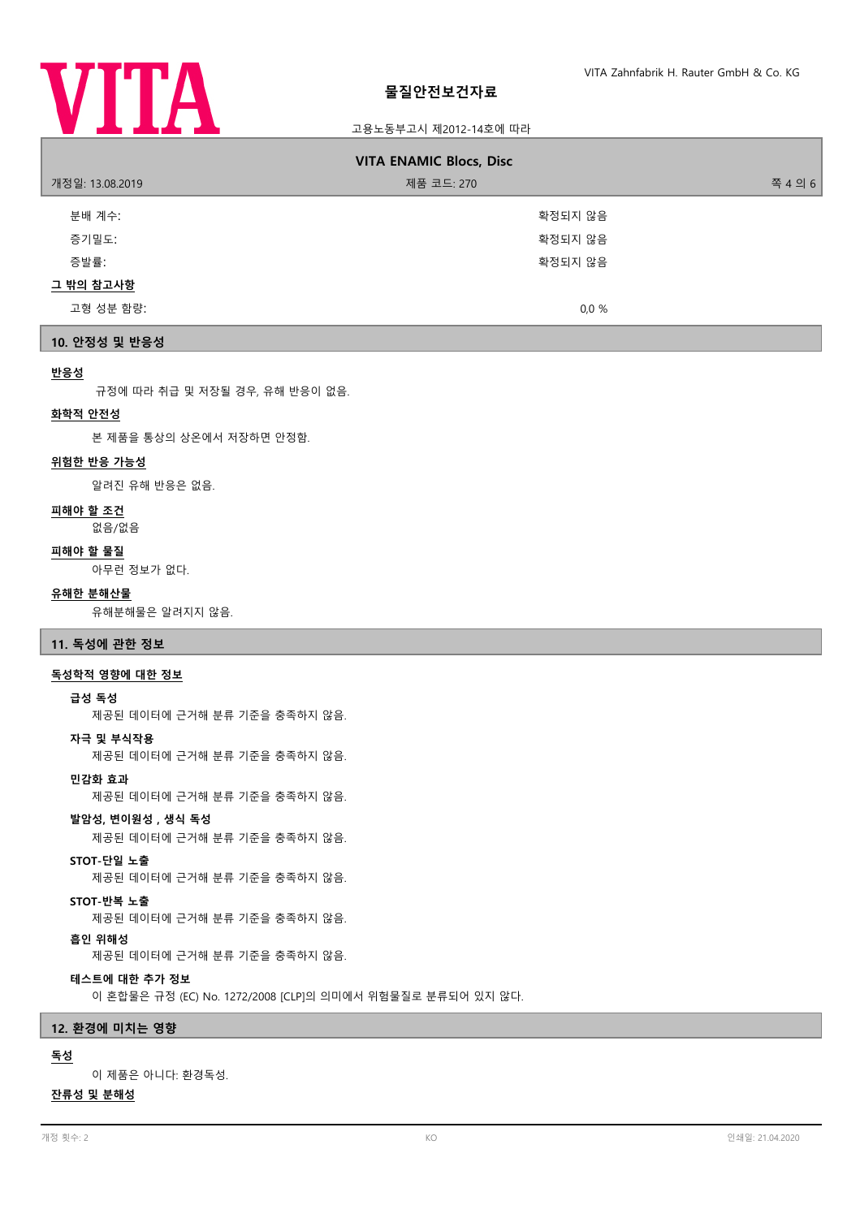| | |
|---|---|
| 분배 계수: | 확정되지 않음 |
| 증기밀도: | 확정되지 않음 |
| 증발률: | 확정되지 않음 |

**그 밖의 참고사항**

| | |
|---|---|
| 고형 성분 함량: | 0,0 % |

## 10. 안정성 및 반응성

**반응성**

규정에 따라 취급 및 저장될 경우, 유해 반응이 없음.

**화학적 안전성**

본 제품을 통상의 상온에서 저장하면 안정함.

**위험한 반응 가능성**

알려진 유해 반응은 없음.

**피해야 할 조건**

없음/없음

**피해야 할 물질**

아무런 정보가 없다.

**유해한 분해산물**

유해분해물은 알려지지 않음.

## 11. 독성에 관한 정보

**독성학적 영향에 대한 정보**

**급성 독성**

제공된 데이터에 근거해 분류 기준을 충족하지 않음.

**자극 및 부식작용**

제공된 데이터에 근거해 분류 기준을 충족하지 않음.

**민감화 효과**

제공된 데이터에 근거해 분류 기준을 충족하지 않음.

**발암성, 변이원성 , 생식 독성**

제공된 데이터에 근거해 분류 기준을 충족하지 않음.

**STOT-단일 노출**

제공된 데이터에 근거해 분류 기준을 충족하지 않음.

**STOT-반복 노출**

제공된 데이터에 근거해 분류 기준을 충족하지 않음.

**흡인 위해성**

제공된 데이터에 근거해 분류 기준을 충족하지 않음.

**테스트에 대한 추가 정보**

이 혼합물은 규정 (EC) No. 1272/2008 [CLP]의 의미에서 위험물질로 분류되어 있지 않다.

## 12. 환경에 미치는 영향

**독성**

이 제품은 아니다: 환경독성.

**잔류성 및 분해성**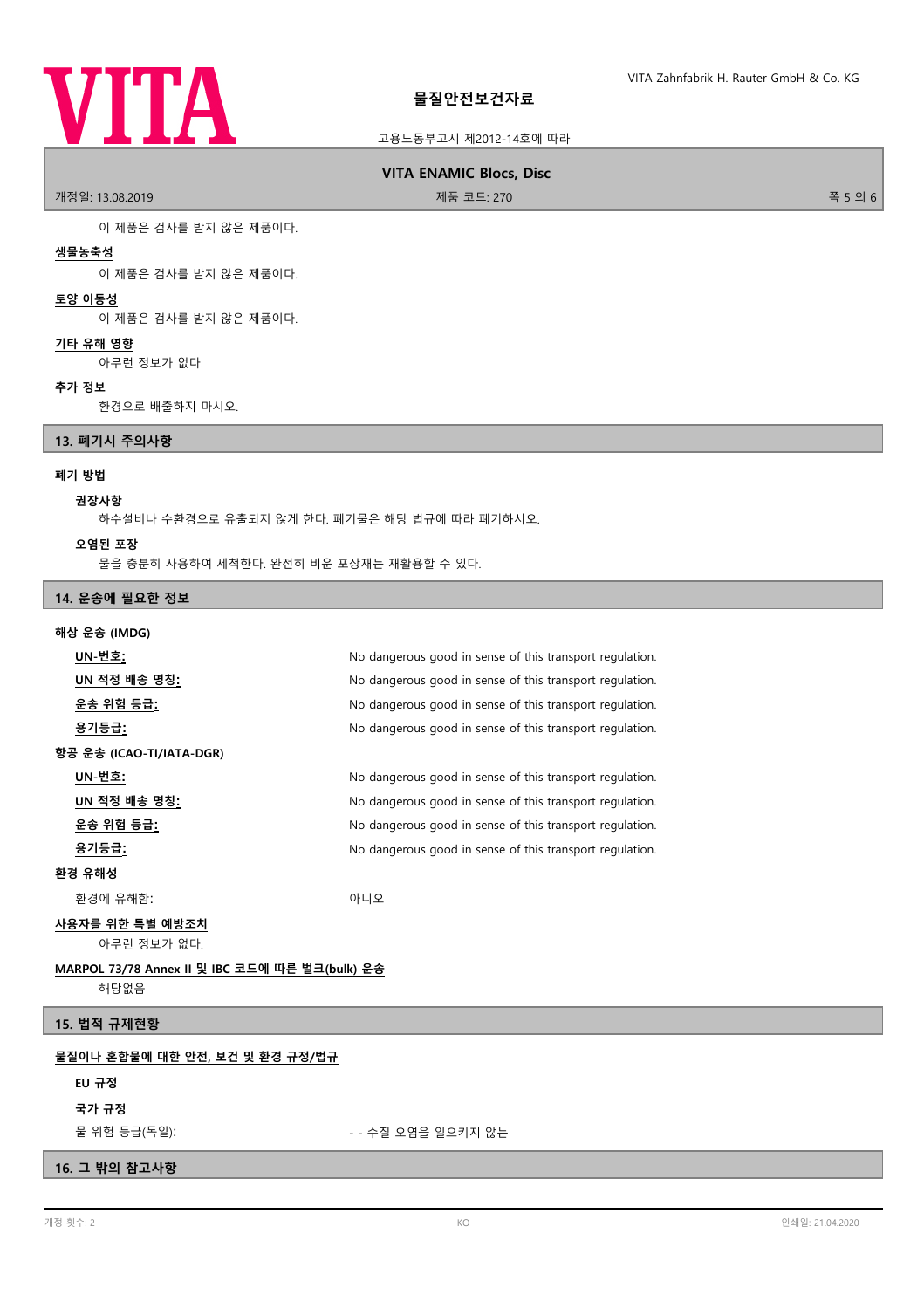이 제품은 검사를 받지 않은 제품이다.

**생물농축성**

이 제품은 검사를 받지 않은 제품이다.

**토양 이동성**

이 제품은 검사를 받지 않은 제품이다.

**기타 유해 영향**

아무런 정보가 없다.

**추가 정보**

환경으로 배출하지 마시오.

## 13. 폐기시 주의사항

**폐기 방법**

**권장사항**

하수설비나 수환경으로 유출되지 않게 한다. 폐기물은 해당 법규에 따라 폐기하시오.

**오염된 포장**

물을 충분히 사용하여 세척한다. 완전히 비운 포장재는 재활용할 수 있다.

## 14. 운송에 필요한 정보

**해상 운송 (IMDG)**

| | |
|---|---|
| **UN-번호:** | No dangerous good in sense of this transport regulation. |
| **UN 적정 배송 명칭:** | No dangerous good in sense of this transport regulation. |
| **운송 위험 등급:** | No dangerous good in sense of this transport regulation. |
| **용기등급:** | No dangerous good in sense of this transport regulation. |

**항공 운송 (ICAO-TI/IATA-DGR)**

| | |
|---|---|
| **UN-번호:** | No dangerous good in sense of this transport regulation. |
| **UN 적정 배송 명칭:** | No dangerous good in sense of this transport regulation. |
| **운송 위험 등급:** | No dangerous good in sense of this transport regulation. |
| **용기등급:** | No dangerous good in sense of this transport regulation. |

**환경 유해성**

| | |
|---|---|
| 환경에 유해함: | 아니오 |

**사용자를 위한 특별 예방조치**

아무런 정보가 없다.

**MARPOL 73/78 Annex II 및 IBC 코드에 따른 벌크(bulk) 운송**

해당없음

## 15. 법적 규제현황

**물질이나 혼합물에 대한 안전, 보건 및 환경 규정/법규**

**EU 규정**

**국가 규정**

| | |
|---|---|
| 물 위험 등급(독일): | - - 수질 오염을 일으키지 않는 |

## 16. 그 밖의 참고사항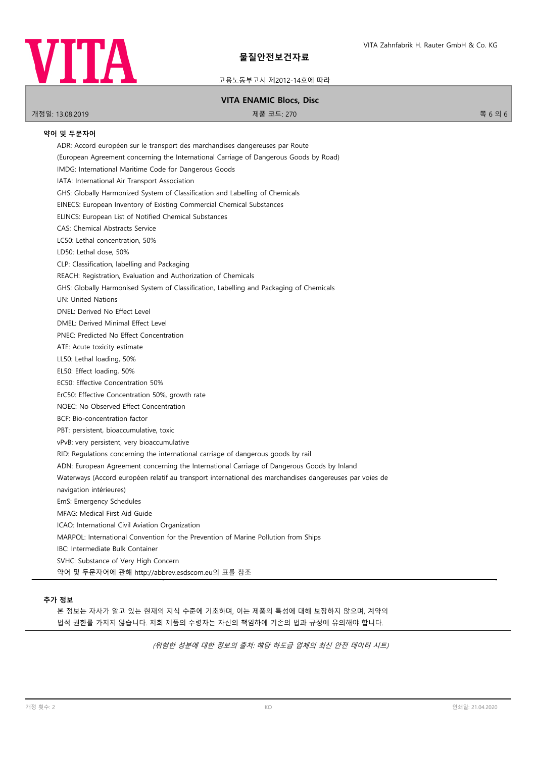**약어 및 두문자어**

ADR: Accord européen sur le transport des marchandises dangereuses par Route
(European Agreement concerning the International Carriage of Dangerous Goods by Road)
IMDG: International Maritime Code for Dangerous Goods
IATA: International Air Transport Association
GHS: Globally Harmonized System of Classification and Labelling of Chemicals
EINECS: European Inventory of Existing Commercial Chemical Substances
ELINCS: European List of Notified Chemical Substances
CAS: Chemical Abstracts Service
LC50: Lethal concentration, 50%
LD50: Lethal dose, 50%
CLP: Classification, labelling and Packaging
REACH: Registration, Evaluation and Authorization of Chemicals
GHS: Globally Harmonised System of Classification, Labelling and Packaging of Chemicals
UN: United Nations
DNEL: Derived No Effect Level
DMEL: Derived Minimal Effect Level
PNEC: Predicted No Effect Concentration
ATE: Acute toxicity estimate
LL50: Lethal loading, 50%
EL50: Effect loading, 50%
EC50: Effective Concentration 50%
ErC50: Effective Concentration 50%, growth rate
NOEC: No Observed Effect Concentration
BCF: Bio-concentration factor
PBT: persistent, bioaccumulative, toxic
vPvB: very persistent, very bioaccumulative
RID: Regulations concerning the international carriage of dangerous goods by rail
ADN: European Agreement concerning the International Carriage of Dangerous Goods by Inland Waterways (Accord européen relatif au transport international des marchandises dangereuses par voies de navigation intérieures)
EmS: Emergency Schedules
MFAG: Medical First Aid Guide
ICAO: International Civil Aviation Organization
MARPOL: International Convention for the Prevention of Marine Pollution from Ships
IBC: Intermediate Bulk Container
SVHC: Substance of Very High Concern
약어 및 두문자어에 관해 http://abbrev.esdscom.eu의 표를 참조

---

**추가 정보**

본 정보는 자사가 알고 있는 현재의 지식 수준에 기초하며, 이는 제품의 특성에 대해 보장하지 않으며, 계약의 법적 권한를 가지지 않습니다. 저희 제품의 수령자는 자신의 책임하에 기존의 법과 규정에 유의해야 합니다.

---

*(위험한 성분에 대한 정보의 출처: 해당 하도급 업체의 최신 안전 데이터 시트)*